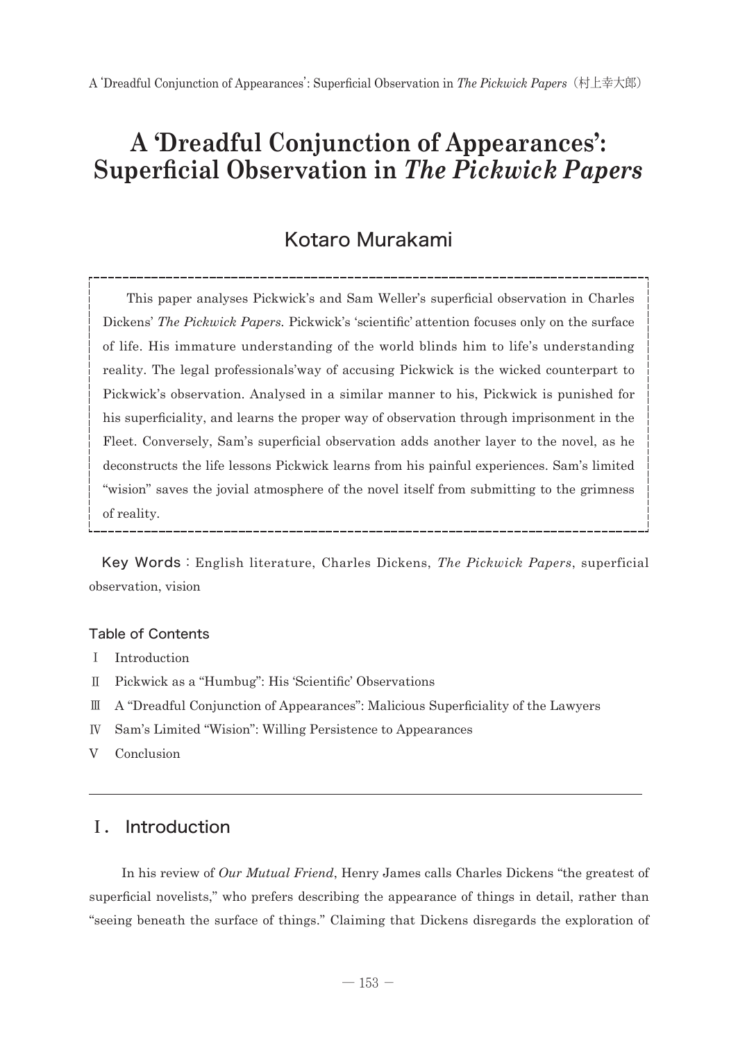# A 'Dreadful Conjunction of Appearances': Superficial Observation in *The Pickwick Papers*

## Kotaro Murakami

This paper analyses Pickwick's and Sam Weller's superficial observation in Charles Dickens' *The Pickwick Papers.* Pickwick's 'scientific' attention focuses only on the surface of life. His immature understanding of the world blinds him to life's understanding reality. The legal professionals'way of accusing Pickwick is the wicked counterpart to Pickwick's observation. Analysed in a similar manner to his, Pickwick is punished for his superficiality, and learns the proper way of observation through imprisonment in the Fleet. Conversely, Sam's superficial observation adds another layer to the novel, as he deconstructs the life lessons Pickwick learns from his painful experiences. Sam's limited "wision" saves the jovial atmosphere of the novel itself from submitting to the grimness of reality.

**Key Words**: English literature, Charles Dickens, *The Pickwick Papers*, superficial observation, vision

**Table of Contents**

Ⅰ Introduction

Ⅱ Pickwick as a "Humbug": His 'Scientific' Observations

Ⅲ A "Dreadful Conjunction of Appearances": Malicious Superficiality of the Lawyers

Ⅳ Sam's Limited "Wision": Willing Persistence to Appearances

Ⅴ Conclusion

## Ⅰ. Introduction

In his review of *Our Mutual Friend*, Henry James calls Charles Dickens "the greatest of superficial novelists," who prefers describing the appearance of things in detail, rather than "seeing beneath the surface of things." Claiming that Dickens disregards the exploration of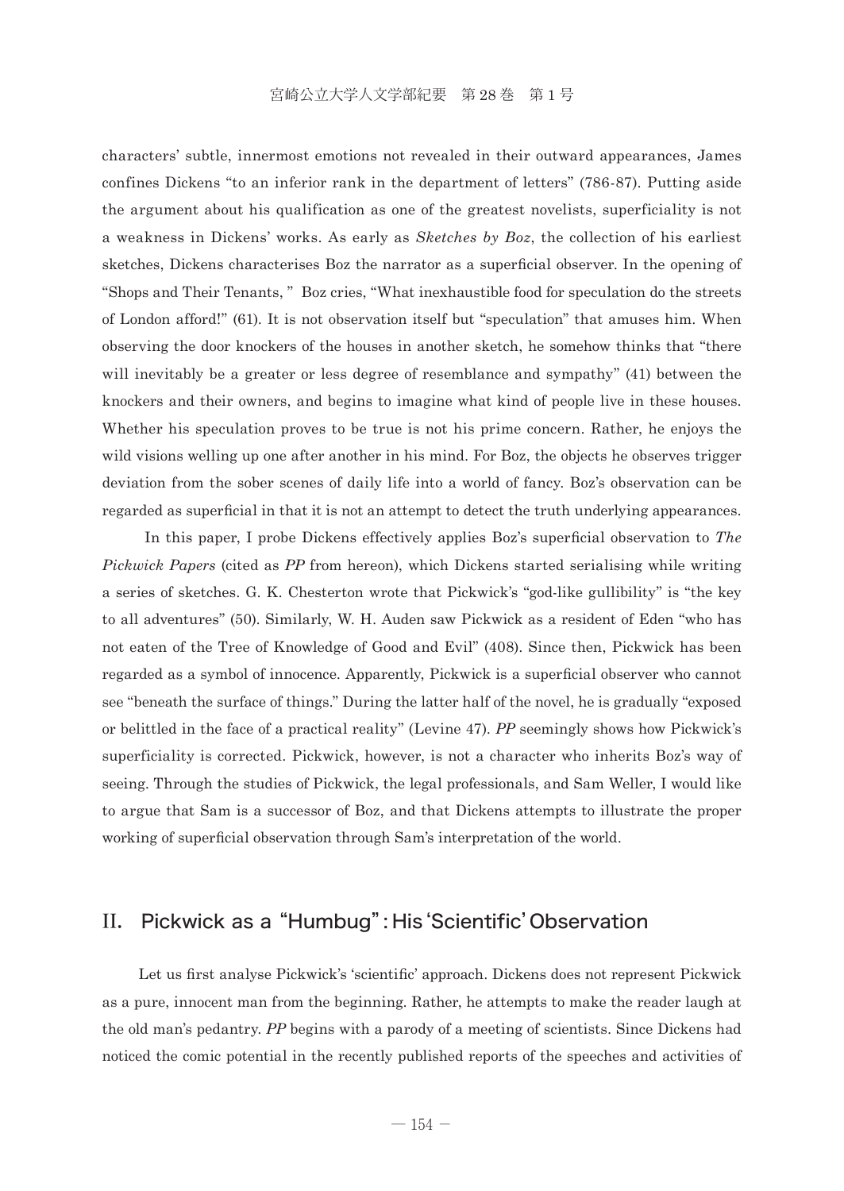characters' subtle, innermost emotions not revealed in their outward appearances, James confines Dickens "to an inferior rank in the department of letters" (786-87). Putting aside the argument about his qualification as one of the greatest novelists, superficiality is not a weakness in Dickens' works. As early as *Sketches by Boz*, the collection of his earliest sketches, Dickens characterises Boz the narrator as a superficial observer. In the opening of "Shops and Their Tenants, " Boz cries, "What inexhaustible food for speculation do the streets of London afford!" (61). It is not observation itself but "speculation" that amuses him. When observing the door knockers of the houses in another sketch, he somehow thinks that "there will inevitably be a greater or less degree of resemblance and sympathy" (41) between the knockers and their owners, and begins to imagine what kind of people live in these houses. Whether his speculation proves to be true is not his prime concern. Rather, he enjoys the wild visions welling up one after another in his mind. For Boz, the objects he observes trigger deviation from the sober scenes of daily life into a world of fancy. Boz's observation can be regarded as superficial in that it is not an attempt to detect the truth underlying appearances.

In this paper, I probe Dickens effectively applies Boz's superficial observation to *The Pickwick Papers* (cited as *PP* from hereon), which Dickens started serialising while writing a series of sketches. G. K. Chesterton wrote that Pickwick's "god-like gullibility" is "the key to all adventures" (50). Similarly, W. H. Auden saw Pickwick as a resident of Eden "who has not eaten of the Tree of Knowledge of Good and Evil" (408). Since then, Pickwick has been regarded as a symbol of innocence. Apparently, Pickwick is a superficial observer who cannot see "beneath the surface of things." During the latter half of the novel, he is gradually "exposed or belittled in the face of a practical reality" (Levine 47). *PP* seemingly shows how Pickwick's superficiality is corrected. Pickwick, however, is not a character who inherits Boz's way of seeing. Through the studies of Pickwick, the legal professionals, and Sam Weller, I would like to argue that Sam is a successor of Boz, and that Dickens attempts to illustrate the proper working of superficial observation through Sam's interpretation of the world.

## II. Pickwick as a "Humbug": His 'Scientific' Observation

Let us first analyse Pickwick's 'scientific' approach. Dickens does not represent Pickwick as a pure, innocent man from the beginning. Rather, he attempts to make the reader laugh at the old man's pedantry. *PP* begins with a parody of a meeting of scientists. Since Dickens had noticed the comic potential in the recently published reports of the speeches and activities of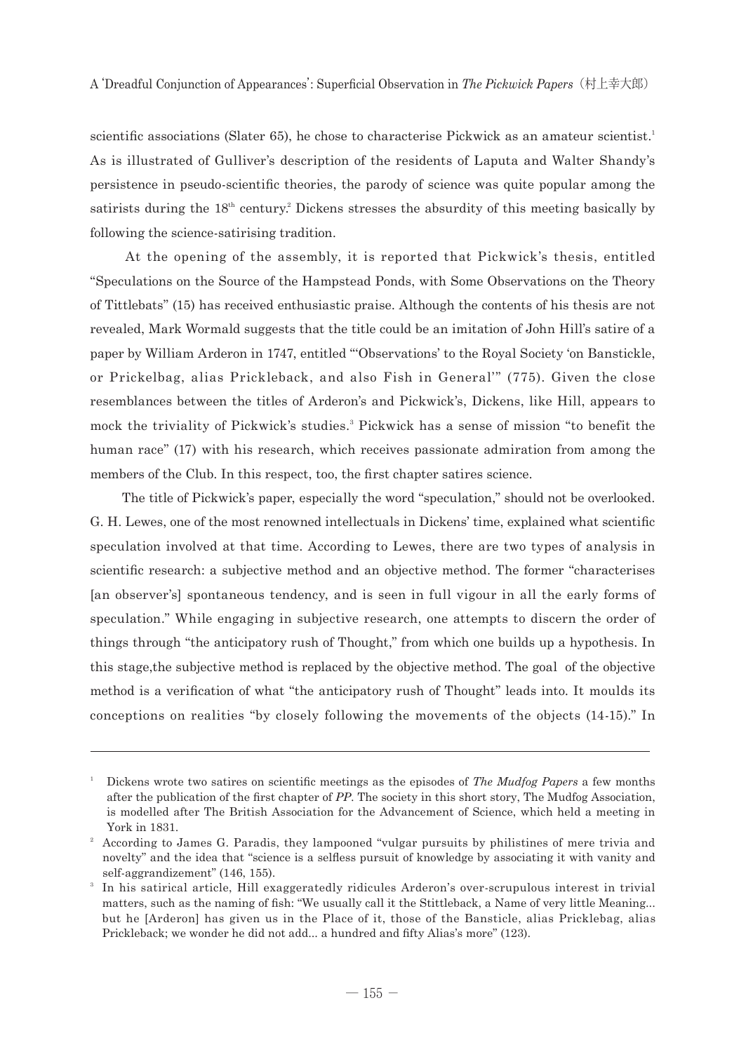scientific associations (Slater 65), he chose to characterise Pickwick as an amateur scientist.[1] As is illustrated of Gulliver's description of the residents of Laputa and Walter Shandy's persistence in pseudo-scientific theories, the parody of science was quite popular among the satirists during the 18th century.[2] Dickens stresses the absurdity of this meeting basically by following the science-satirising tradition.

At the opening of the assembly, it is reported that Pickwick's thesis, entitled "Speculations on the Source of the Hampstead Ponds, with Some Observations on the Theory of Tittlebats" (15) has received enthusiastic praise. Although the contents of his thesis are not revealed, Mark Wormald suggests that the title could be an imitation of John Hill's satire of a paper by William Arderon in 1747, entitled "'Observations' to the Royal Society 'on Banstickle, or Prickelbag, alias Prickleback, and also Fish in General'" (775). Given the close resemblances between the titles of Arderon's and Pickwick's, Dickens, like Hill, appears to mock the triviality of Pickwick's studies.[3] Pickwick has a sense of mission "to benefit the human race" (17) with his research, which receives passionate admiration from among the members of the Club. In this respect, too, the first chapter satires science.

The title of Pickwick's paper, especially the word "speculation," should not be overlooked. G. H. Lewes, one of the most renowned intellectuals in Dickens' time, explained what scientific speculation involved at that time. According to Lewes, there are two types of analysis in scientific research: a subjective method and an objective method. The former "characterises [an observer's] spontaneous tendency, and is seen in full vigour in all the early forms of speculation." While engaging in subjective research, one attempts to discern the order of things through "the anticipatory rush of Thought," from which one builds up a hypothesis. In this stage,the subjective method is replaced by the objective method. The goal of the objective method is a verification of what "the anticipatory rush of Thought" leads into. It moulds its conceptions on realities "by closely following the movements of the objects (14-15)." In

---

[1] Dickens wrote two satires on scientific meetings as the episodes of *The Mudfog Papers* a few months after the publication of the first chapter of *PP*. The society in this short story, The Mudfog Association, is modelled after The British Association for the Advancement of Science, which held a meeting in York in 1831.

[2] According to James G. Paradis, they lampooned "vulgar pursuits by philistines of mere trivia and novelty" and the idea that "science is a selfless pursuit of knowledge by associating it with vanity and self-aggrandizement" (146, 155).

[3] In his satirical article, Hill exaggeratedly ridicules Arderon's over-scrupulous interest in trivial matters, such as the naming of fish: "We usually call it the Stittleback, a Name of very little Meaning... but he [Arderon] has given us in the Place of it, those of the Bansticle, alias Pricklebag, alias Prickleback; we wonder he did not add... a hundred and fifty Alias's more" (123).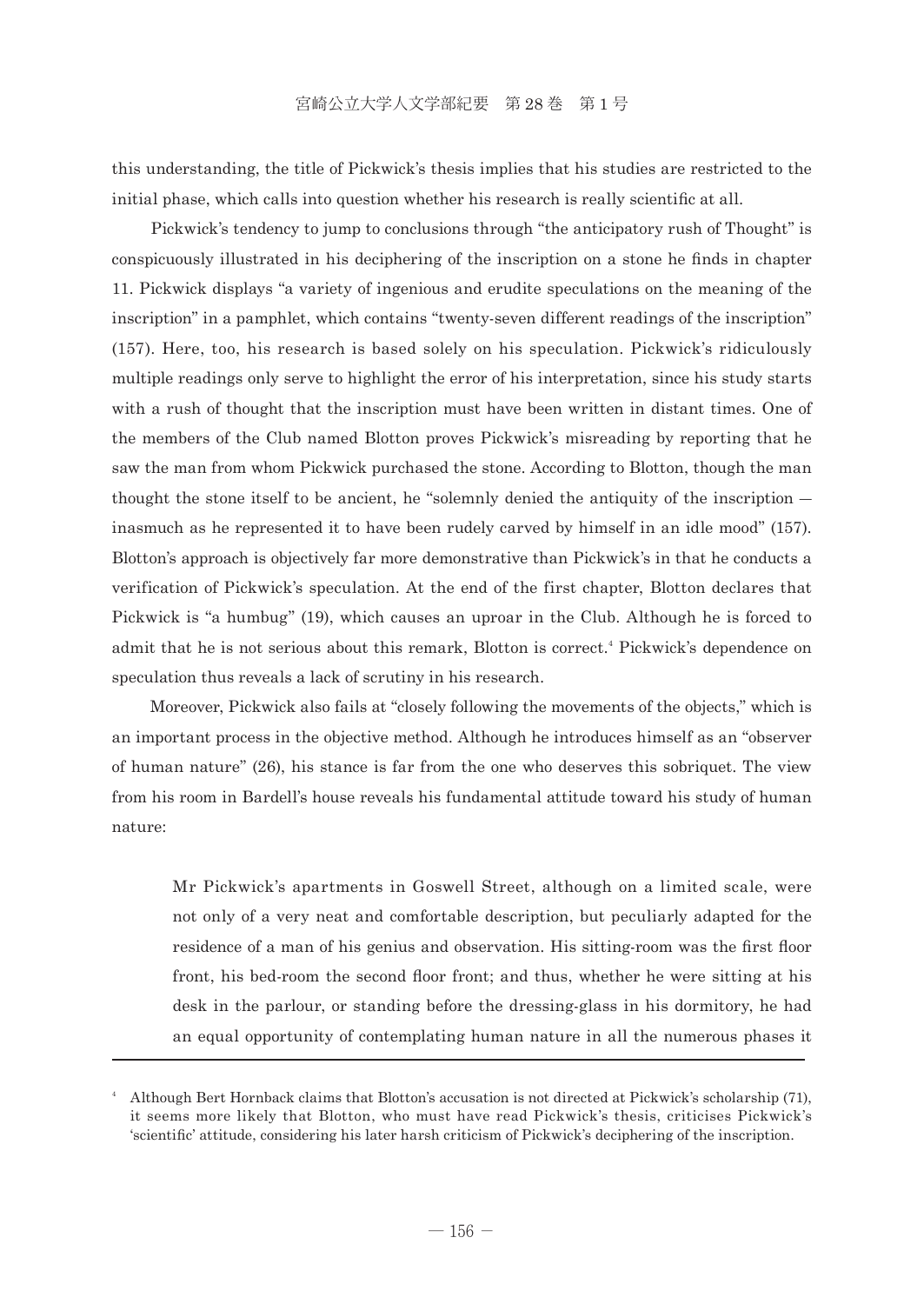this understanding, the title of Pickwick's thesis implies that his studies are restricted to the initial phase, which calls into question whether his research is really scientific at all.

Pickwick's tendency to jump to conclusions through "the anticipatory rush of Thought" is conspicuously illustrated in his deciphering of the inscription on a stone he finds in chapter 11. Pickwick displays "a variety of ingenious and erudite speculations on the meaning of the inscription" in a pamphlet, which contains "twenty-seven different readings of the inscription" (157). Here, too, his research is based solely on his speculation. Pickwick's ridiculously multiple readings only serve to highlight the error of his interpretation, since his study starts with a rush of thought that the inscription must have been written in distant times. One of the members of the Club named Blotton proves Pickwick's misreading by reporting that he saw the man from whom Pickwick purchased the stone. According to Blotton, though the man thought the stone itself to be ancient, he "solemnly denied the antiquity of the inscription — inasmuch as he represented it to have been rudely carved by himself in an idle mood" (157). Blotton's approach is objectively far more demonstrative than Pickwick's in that he conducts a verification of Pickwick's speculation. At the end of the first chapter, Blotton declares that Pickwick is "a humbug" (19), which causes an uproar in the Club. Although he is forced to admit that he is not serious about this remark, Blotton is correct.[4] Pickwick's dependence on speculation thus reveals a lack of scrutiny in his research.

Moreover, Pickwick also fails at "closely following the movements of the objects," which is an important process in the objective method. Although he introduces himself as an "observer of human nature" (26), his stance is far from the one who deserves this sobriquet. The view from his room in Bardell's house reveals his fundamental attitude toward his study of human nature:

> Mr Pickwick's apartments in Goswell Street, although on a limited scale, were not only of a very neat and comfortable description, but peculiarly adapted for the residence of a man of his genius and observation. His sitting-room was the first floor front, his bed-room the second floor front; and thus, whether he were sitting at his desk in the parlour, or standing before the dressing-glass in his dormitory, he had an equal opportunity of contemplating human nature in all the numerous phases it

---

[4] Although Bert Hornback claims that Blotton's accusation is not directed at Pickwick's scholarship (71), it seems more likely that Blotton, who must have read Pickwick's thesis, criticises Pickwick's 'scientific' attitude, considering his later harsh criticism of Pickwick's deciphering of the inscription.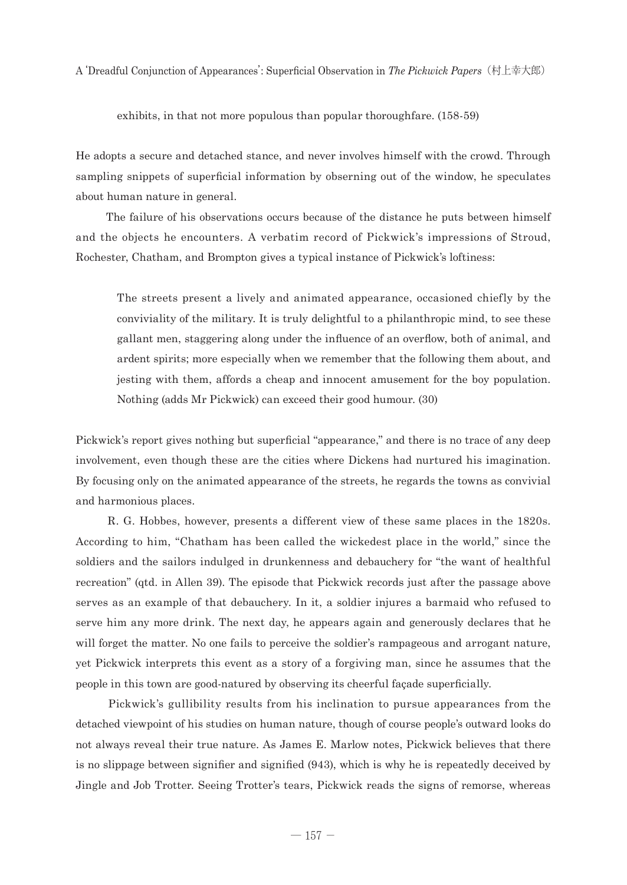exhibits, in that not more populous than popular thoroughfare. (158-59)

He adopts a secure and detached stance, and never involves himself with the crowd. Through sampling snippets of superficial information by observning out of the window, he speculates about human nature in general.

The failure of his observations occurs because of the distance he puts between himself and the objects he encounters. A verbatim record of Pickwick's impressions of Stroud, Rochester, Chatham, and Brompton gives a typical instance of Pickwick's loftiness:

> The streets present a lively and animated appearance, occasioned chiefly by the conviviality of the military. It is truly delightful to a philanthropic mind, to see these gallant men, staggering along under the influence of an overflow, both of animal, and ardent spirits; more especially when we remember that the following them about, and jesting with them, affords a cheap and innocent amusement for the boy population. Nothing (adds Mr Pickwick) can exceed their good humour. (30)

Pickwick's report gives nothing but superficial "appearance," and there is no trace of any deep involvement, even though these are the cities where Dickens had nurtured his imagination. By focusing only on the animated appearance of the streets, he regards the towns as convivial and harmonious places.

R. G. Hobbes, however, presents a different view of these same places in the 1820s. According to him, "Chatham has been called the wickedest place in the world," since the soldiers and the sailors indulged in drunkenness and debauchery for "the want of healthful recreation" (qtd. in Allen 39). The episode that Pickwick records just after the passage above serves as an example of that debauchery. In it, a soldier injures a barmaid who refused to serve him any more drink. The next day, he appears again and generously declares that he will forget the matter. No one fails to perceive the soldier's rampageous and arrogant nature, yet Pickwick interprets this event as a story of a forgiving man, since he assumes that the people in this town are good-natured by observing its cheerful façade superficially.

Pickwick's gullibility results from his inclination to pursue appearances from the detached viewpoint of his studies on human nature, though of course people's outward looks do not always reveal their true nature. As James E. Marlow notes, Pickwick believes that there is no slippage between signifier and signified (943), which is why he is repeatedly deceived by Jingle and Job Trotter. Seeing Trotter's tears, Pickwick reads the signs of remorse, whereas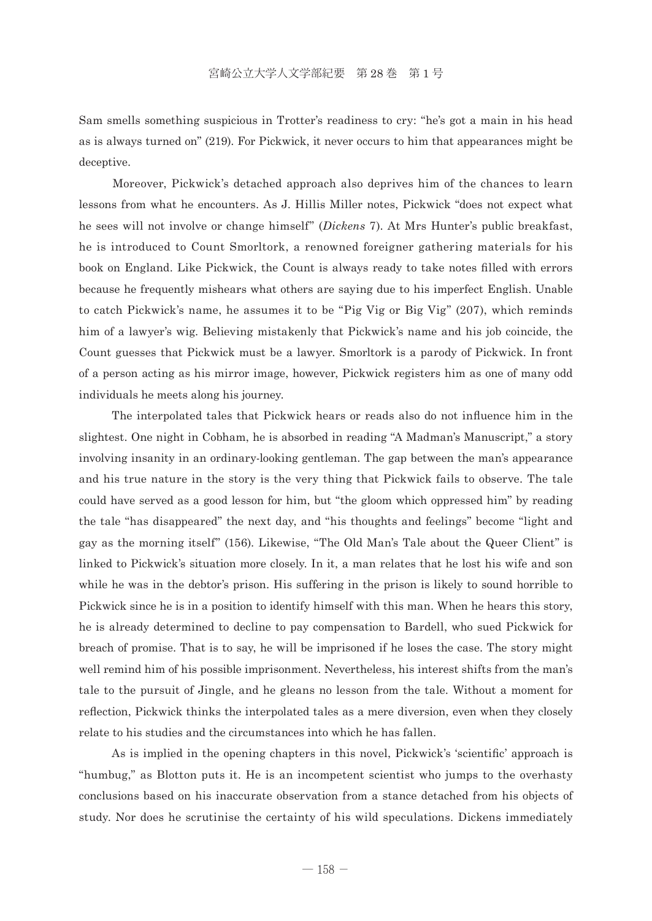Sam smells something suspicious in Trotter's readiness to cry: "he's got a main in his head as is always turned on" (219). For Pickwick, it never occurs to him that appearances might be deceptive.

Moreover, Pickwick's detached approach also deprives him of the chances to learn lessons from what he encounters. As J. Hillis Miller notes, Pickwick "does not expect what he sees will not involve or change himself" (*Dickens* 7). At Mrs Hunter's public breakfast, he is introduced to Count Smorltork, a renowned foreigner gathering materials for his book on England. Like Pickwick, the Count is always ready to take notes filled with errors because he frequently mishears what others are saying due to his imperfect English. Unable to catch Pickwick's name, he assumes it to be "Pig Vig or Big Vig" (207), which reminds him of a lawyer's wig. Believing mistakenly that Pickwick's name and his job coincide, the Count guesses that Pickwick must be a lawyer. Smorltork is a parody of Pickwick. In front of a person acting as his mirror image, however, Pickwick registers him as one of many odd individuals he meets along his journey.

The interpolated tales that Pickwick hears or reads also do not influence him in the slightest. One night in Cobham, he is absorbed in reading "A Madman's Manuscript," a story involving insanity in an ordinary-looking gentleman. The gap between the man's appearance and his true nature in the story is the very thing that Pickwick fails to observe. The tale could have served as a good lesson for him, but "the gloom which oppressed him" by reading the tale "has disappeared" the next day, and "his thoughts and feelings" become "light and gay as the morning itself" (156). Likewise, "The Old Man's Tale about the Queer Client" is linked to Pickwick's situation more closely. In it, a man relates that he lost his wife and son while he was in the debtor's prison. His suffering in the prison is likely to sound horrible to Pickwick since he is in a position to identify himself with this man. When he hears this story, he is already determined to decline to pay compensation to Bardell, who sued Pickwick for breach of promise. That is to say, he will be imprisoned if he loses the case. The story might well remind him of his possible imprisonment. Nevertheless, his interest shifts from the man's tale to the pursuit of Jingle, and he gleans no lesson from the tale. Without a moment for reflection, Pickwick thinks the interpolated tales as a mere diversion, even when they closely relate to his studies and the circumstances into which he has fallen.

As is implied in the opening chapters in this novel, Pickwick's 'scientific' approach is "humbug," as Blotton puts it. He is an incompetent scientist who jumps to the overhasty conclusions based on his inaccurate observation from a stance detached from his objects of study. Nor does he scrutinise the certainty of his wild speculations. Dickens immediately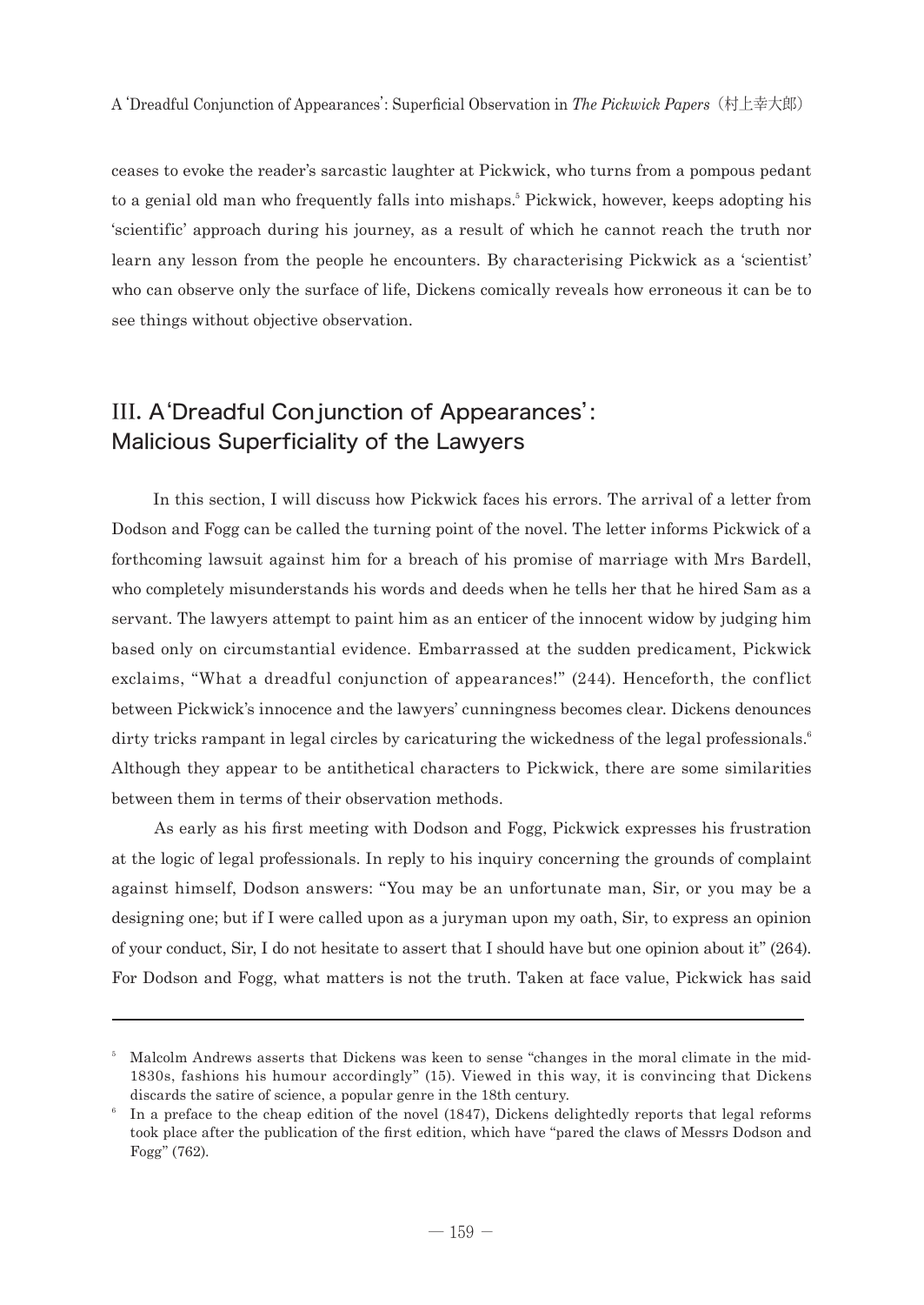ceases to evoke the reader's sarcastic laughter at Pickwick, who turns from a pompous pedant to a genial old man who frequently falls into mishaps.[5] Pickwick, however, keeps adopting his 'scientific' approach during his journey, as a result of which he cannot reach the truth nor learn any lesson from the people he encounters. By characterising Pickwick as a 'scientist' who can observe only the surface of life, Dickens comically reveals how erroneous it can be to see things without objective observation.

## III. A 'Dreadful Conjunction of Appearances': Malicious Superficiality of the Lawyers

In this section, I will discuss how Pickwick faces his errors. The arrival of a letter from Dodson and Fogg can be called the turning point of the novel. The letter informs Pickwick of a forthcoming lawsuit against him for a breach of his promise of marriage with Mrs Bardell, who completely misunderstands his words and deeds when he tells her that he hired Sam as a servant. The lawyers attempt to paint him as an enticer of the innocent widow by judging him based only on circumstantial evidence. Embarrassed at the sudden predicament, Pickwick exclaims, "What a dreadful conjunction of appearances!" (244). Henceforth, the conflict between Pickwick's innocence and the lawyers' cunningness becomes clear. Dickens denounces dirty tricks rampant in legal circles by caricaturing the wickedness of the legal professionals.[6] Although they appear to be antithetical characters to Pickwick, there are some similarities between them in terms of their observation methods.

As early as his first meeting with Dodson and Fogg, Pickwick expresses his frustration at the logic of legal professionals. In reply to his inquiry concerning the grounds of complaint against himself, Dodson answers: "You may be an unfortunate man, Sir, or you may be a designing one; but if I were called upon as a juryman upon my oath, Sir, to express an opinion of your conduct, Sir, I do not hesitate to assert that I should have but one opinion about it" (264). For Dodson and Fogg, what matters is not the truth. Taken at face value, Pickwick has said

---

[5] Malcolm Andrews asserts that Dickens was keen to sense "changes in the moral climate in the mid-1830s, fashions his humour accordingly" (15). Viewed in this way, it is convincing that Dickens discards the satire of science, a popular genre in the 18th century.

[6] In a preface to the cheap edition of the novel (1847), Dickens delightedly reports that legal reforms took place after the publication of the first edition, which have "pared the claws of Messrs Dodson and Fogg" (762).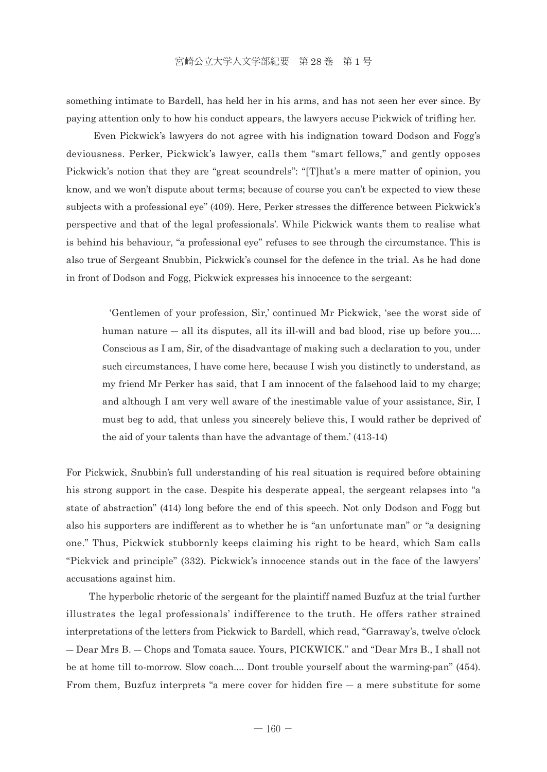something intimate to Bardell, has held her in his arms, and has not seen her ever since. By paying attention only to how his conduct appears, the lawyers accuse Pickwick of trifling her.

Even Pickwick's lawyers do not agree with his indignation toward Dodson and Fogg's deviousness. Perker, Pickwick's lawyer, calls them "smart fellows," and gently opposes Pickwick's notion that they are "great scoundrels": "[T]hat's a mere matter of opinion, you know, and we won't dispute about terms; because of course you can't be expected to view these subjects with a professional eye" (409). Here, Perker stresses the difference between Pickwick's perspective and that of the legal professionals'. While Pickwick wants them to realise what is behind his behaviour, "a professional eye" refuses to see through the circumstance. This is also true of Sergeant Snubbin, Pickwick's counsel for the defence in the trial. As he had done in front of Dodson and Fogg, Pickwick expresses his innocence to the sergeant:

> 'Gentlemen of your profession, Sir,' continued Mr Pickwick, 'see the worst side of human nature — all its disputes, all its ill-will and bad blood, rise up before you.... Conscious as I am, Sir, of the disadvantage of making such a declaration to you, under such circumstances, I have come here, because I wish you distinctly to understand, as my friend Mr Perker has said, that I am innocent of the falsehood laid to my charge; and although I am very well aware of the inestimable value of your assistance, Sir, I must beg to add, that unless you sincerely believe this, I would rather be deprived of the aid of your talents than have the advantage of them.' (413-14)

For Pickwick, Snubbin's full understanding of his real situation is required before obtaining his strong support in the case. Despite his desperate appeal, the sergeant relapses into "a state of abstraction" (414) long before the end of this speech. Not only Dodson and Fogg but also his supporters are indifferent as to whether he is "an unfortunate man" or "a designing one." Thus, Pickwick stubbornly keeps claiming his right to be heard, which Sam calls "Pickvick and principle" (332). Pickwick's innocence stands out in the face of the lawyers' accusations against him.

The hyperbolic rhetoric of the sergeant for the plaintiff named Buzfuz at the trial further illustrates the legal professionals' indifference to the truth. He offers rather strained interpretations of the letters from Pickwick to Bardell, which read, "Garraway's, twelve o'clock — Dear Mrs B. — Chops and Tomata sauce. Yours, PICKWICK." and "Dear Mrs B., I shall not be at home till to-morrow. Slow coach.... Dont trouble yourself about the warming-pan" (454). From them, Buzfuz interprets "a mere cover for hidden fire — a mere substitute for some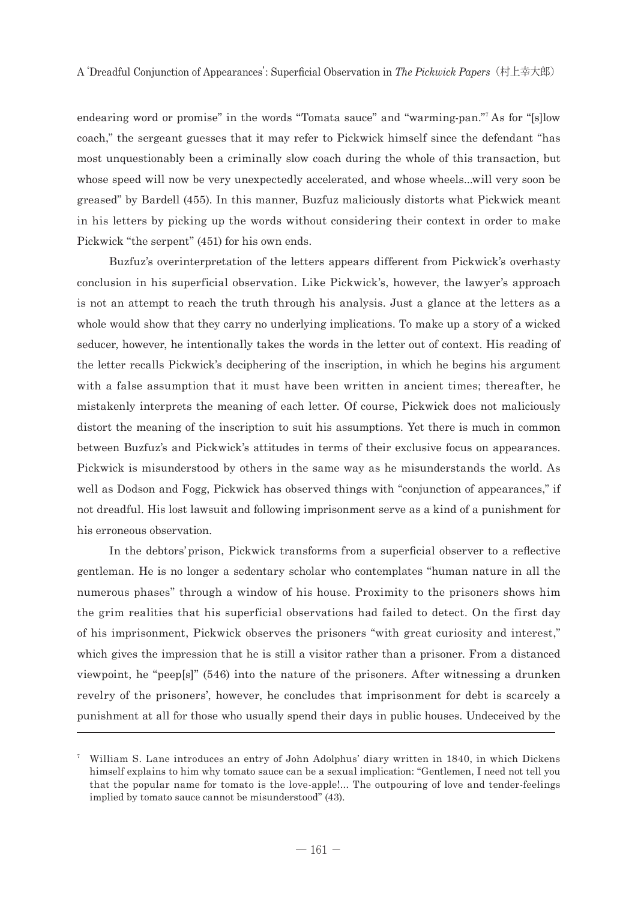endearing word or promise" in the words "Tomata sauce" and "warming-pan."[7] As for "[s]low coach," the sergeant guesses that it may refer to Pickwick himself since the defendant "has most unquestionably been a criminally slow coach during the whole of this transaction, but whose speed will now be very unexpectedly accelerated, and whose wheels...will very soon be greased" by Bardell (455). In this manner, Buzfuz maliciously distorts what Pickwick meant in his letters by picking up the words without considering their context in order to make Pickwick "the serpent" (451) for his own ends.

Buzfuz's overinterpretation of the letters appears different from Pickwick's overhasty conclusion in his superficial observation. Like Pickwick's, however, the lawyer's approach is not an attempt to reach the truth through his analysis. Just a glance at the letters as a whole would show that they carry no underlying implications. To make up a story of a wicked seducer, however, he intentionally takes the words in the letter out of context. His reading of the letter recalls Pickwick's deciphering of the inscription, in which he begins his argument with a false assumption that it must have been written in ancient times; thereafter, he mistakenly interprets the meaning of each letter. Of course, Pickwick does not maliciously distort the meaning of the inscription to suit his assumptions. Yet there is much in common between Buzfuz's and Pickwick's attitudes in terms of their exclusive focus on appearances. Pickwick is misunderstood by others in the same way as he misunderstands the world. As well as Dodson and Fogg, Pickwick has observed things with "conjunction of appearances," if not dreadful. His lost lawsuit and following imprisonment serve as a kind of a punishment for his erroneous observation.

In the debtors' prison, Pickwick transforms from a superficial observer to a reflective gentleman. He is no longer a sedentary scholar who contemplates "human nature in all the numerous phases" through a window of his house. Proximity to the prisoners shows him the grim realities that his superficial observations had failed to detect. On the first day of his imprisonment, Pickwick observes the prisoners "with great curiosity and interest," which gives the impression that he is still a visitor rather than a prisoner. From a distanced viewpoint, he "peep[s]" (546) into the nature of the prisoners. After witnessing a drunken revelry of the prisoners', however, he concludes that imprisonment for debt is scarcely a punishment at all for those who usually spend their days in public houses. Undeceived by the

---

[7] William S. Lane introduces an entry of John Adolphus' diary written in 1840, in which Dickens himself explains to him why tomato sauce can be a sexual implication: "Gentlemen, I need not tell you that the popular name for tomato is the love-apple!... The outpouring of love and tender-feelings implied by tomato sauce cannot be misunderstood" (43).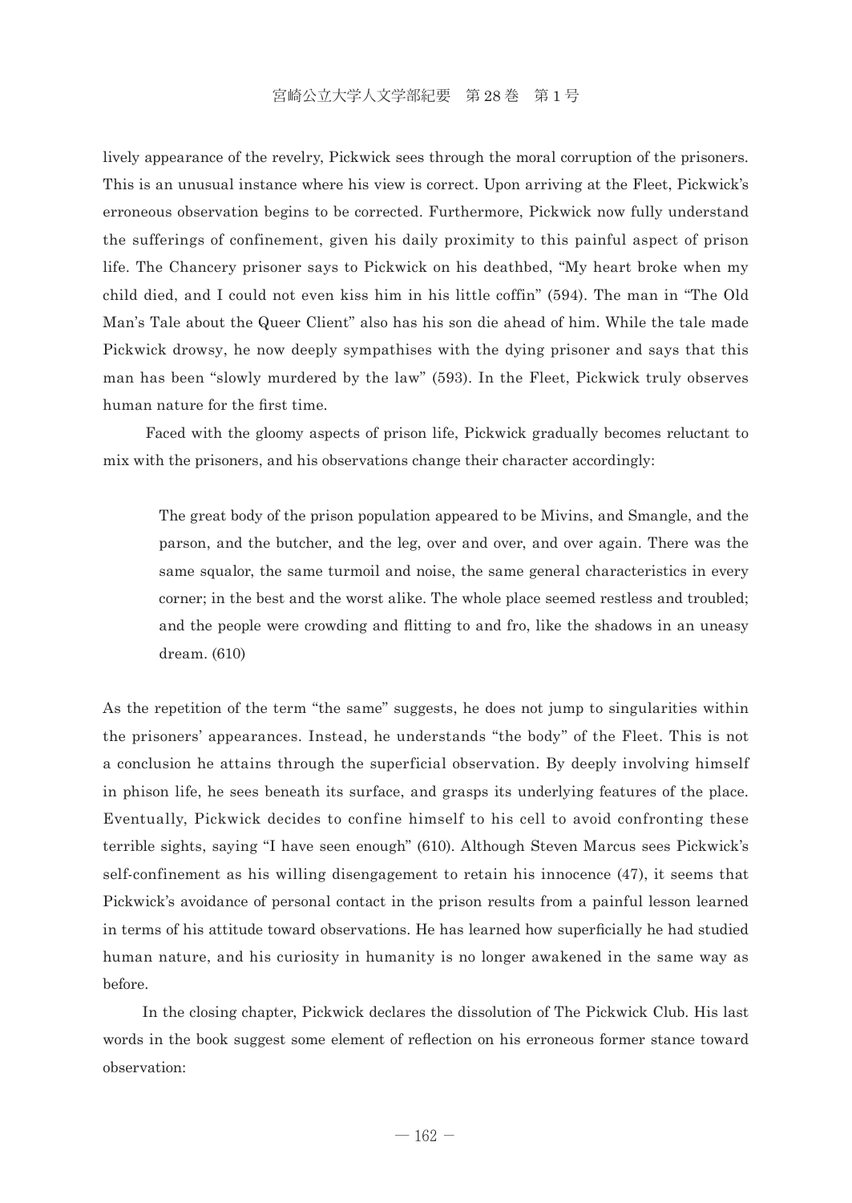lively appearance of the revelry, Pickwick sees through the moral corruption of the prisoners. This is an unusual instance where his view is correct. Upon arriving at the Fleet, Pickwick's erroneous observation begins to be corrected. Furthermore, Pickwick now fully understand the sufferings of confinement, given his daily proximity to this painful aspect of prison life. The Chancery prisoner says to Pickwick on his deathbed, "My heart broke when my child died, and I could not even kiss him in his little coffin" (594). The man in "The Old Man's Tale about the Queer Client" also has his son die ahead of him. While the tale made Pickwick drowsy, he now deeply sympathises with the dying prisoner and says that this man has been "slowly murdered by the law" (593). In the Fleet, Pickwick truly observes human nature for the first time.

Faced with the gloomy aspects of prison life, Pickwick gradually becomes reluctant to mix with the prisoners, and his observations change their character accordingly:

> The great body of the prison population appeared to be Mivins, and Smangle, and the parson, and the butcher, and the leg, over and over, and over again. There was the same squalor, the same turmoil and noise, the same general characteristics in every corner; in the best and the worst alike. The whole place seemed restless and troubled; and the people were crowding and flitting to and fro, like the shadows in an uneasy dream. (610)

As the repetition of the term "the same" suggests, he does not jump to singularities within the prisoners' appearances. Instead, he understands "the body" of the Fleet. This is not a conclusion he attains through the superficial observation. By deeply involving himself in phison life, he sees beneath its surface, and grasps its underlying features of the place. Eventually, Pickwick decides to confine himself to his cell to avoid confronting these terrible sights, saying "I have seen enough" (610). Although Steven Marcus sees Pickwick's self-confinement as his willing disengagement to retain his innocence (47), it seems that Pickwick's avoidance of personal contact in the prison results from a painful lesson learned in terms of his attitude toward observations. He has learned how superficially he had studied human nature, and his curiosity in humanity is no longer awakened in the same way as before.

In the closing chapter, Pickwick declares the dissolution of The Pickwick Club. His last words in the book suggest some element of reflection on his erroneous former stance toward observation: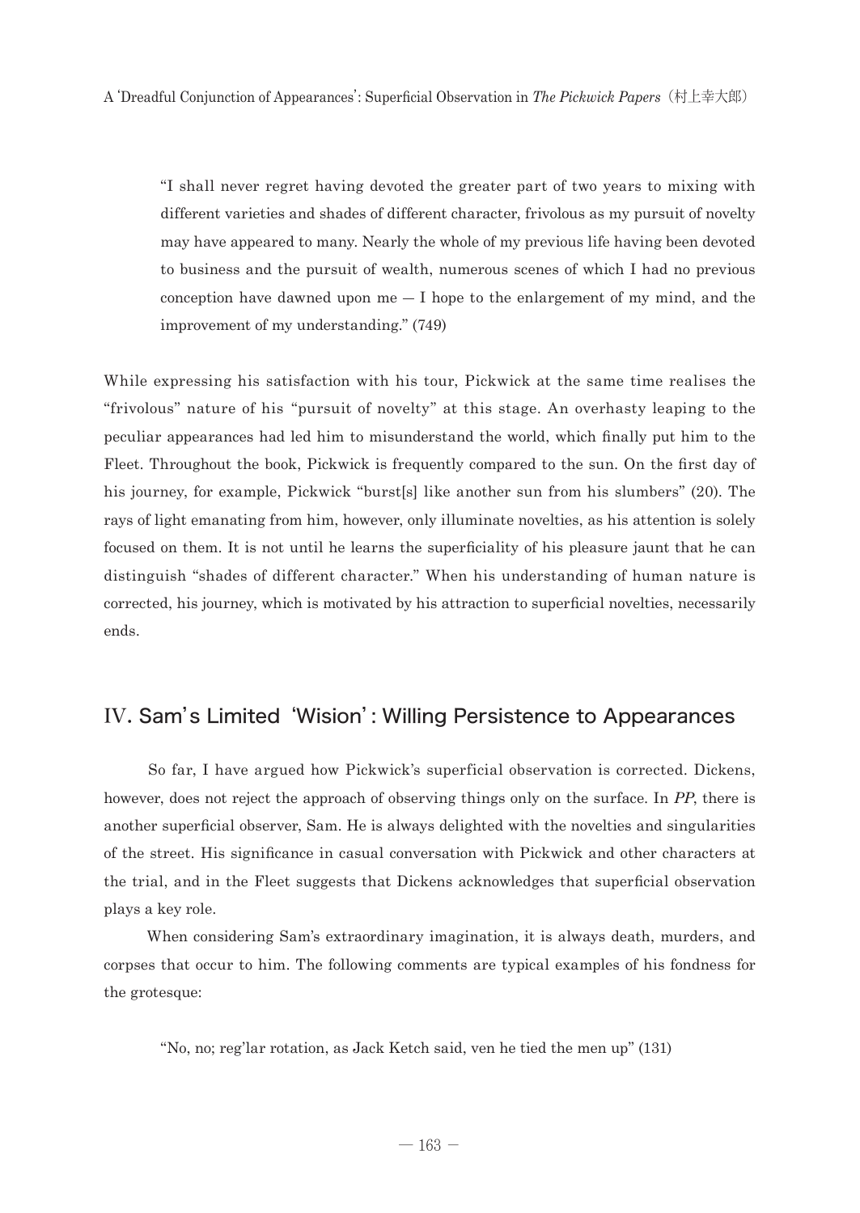> "I shall never regret having devoted the greater part of two years to mixing with different varieties and shades of different character, frivolous as my pursuit of novelty may have appeared to many. Nearly the whole of my previous life having been devoted to business and the pursuit of wealth, numerous scenes of which I had no previous conception have dawned upon me — I hope to the enlargement of my mind, and the improvement of my understanding." (749)

While expressing his satisfaction with his tour, Pickwick at the same time realises the "frivolous" nature of his "pursuit of novelty" at this stage. An overhasty leaping to the peculiar appearances had led him to misunderstand the world, which finally put him to the Fleet. Throughout the book, Pickwick is frequently compared to the sun. On the first day of his journey, for example, Pickwick "burst[s] like another sun from his slumbers" (20). The rays of light emanating from him, however, only illuminate novelties, as his attention is solely focused on them. It is not until he learns the superficiality of his pleasure jaunt that he can distinguish "shades of different character." When his understanding of human nature is corrected, his journey, which is motivated by his attraction to superficial novelties, necessarily ends.

## IV. Sam's Limited 'Wision': Willing Persistence to Appearances

So far, I have argued how Pickwick's superficial observation is corrected. Dickens, however, does not reject the approach of observing things only on the surface. In *PP*, there is another superficial observer, Sam. He is always delighted with the novelties and singularities of the street. His significance in casual conversation with Pickwick and other characters at the trial, and in the Fleet suggests that Dickens acknowledges that superficial observation plays a key role.

When considering Sam's extraordinary imagination, it is always death, murders, and corpses that occur to him. The following comments are typical examples of his fondness for the grotesque:

> "No, no; reg'lar rotation, as Jack Ketch said, ven he tied the men up" (131)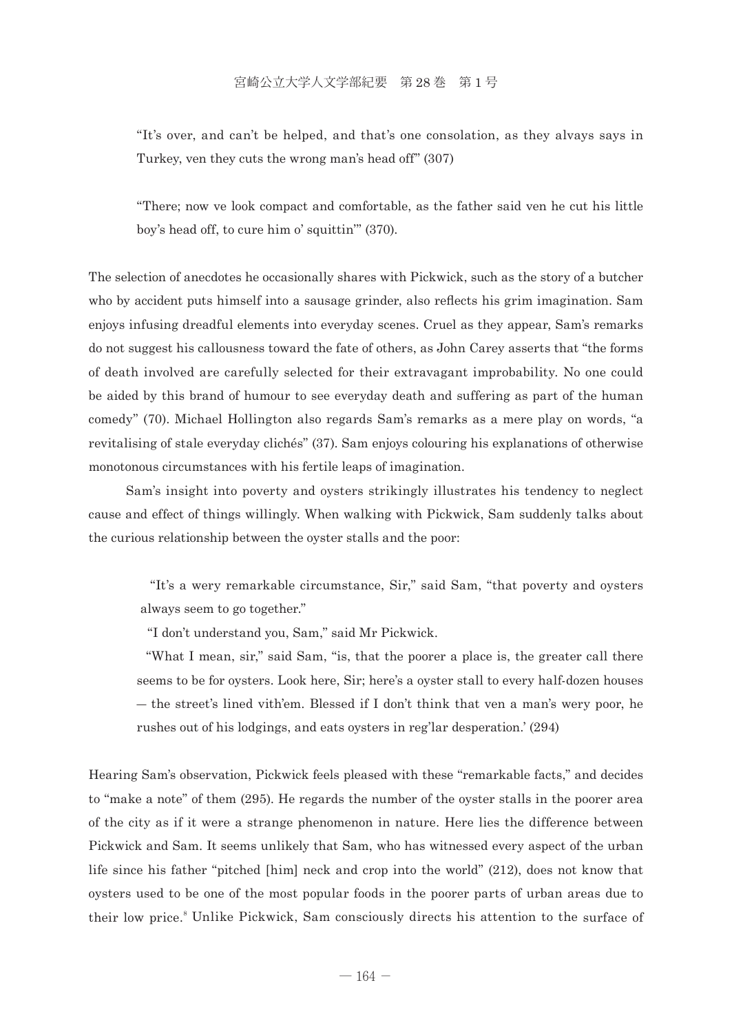> "It's over, and can't be helped, and that's one consolation, as they alvays says in Turkey, ven they cuts the wrong man's head off" (307)

> "There; now ve look compact and comfortable, as the father said ven he cut his little boy's head off, to cure him o' squittin'" (370).

The selection of anecdotes he occasionally shares with Pickwick, such as the story of a butcher who by accident puts himself into a sausage grinder, also reflects his grim imagination. Sam enjoys infusing dreadful elements into everyday scenes. Cruel as they appear, Sam's remarks do not suggest his callousness toward the fate of others, as John Carey asserts that "the forms of death involved are carefully selected for their extravagant improbability. No one could be aided by this brand of humour to see everyday death and suffering as part of the human comedy" (70). Michael Hollington also regards Sam's remarks as a mere play on words, "a revitalising of stale everyday clichés" (37). Sam enjoys colouring his explanations of otherwise monotonous circumstances with his fertile leaps of imagination.

Sam's insight into poverty and oysters strikingly illustrates his tendency to neglect cause and effect of things willingly. When walking with Pickwick, Sam suddenly talks about the curious relationship between the oyster stalls and the poor:

> "It's a wery remarkable circumstance, Sir," said Sam, "that poverty and oysters always seem to go together."
>
> "I don't understand you, Sam," said Mr Pickwick.
>
> "What I mean, sir," said Sam, "is, that the poorer a place is, the greater call there seems to be for oysters. Look here, Sir; here's a oyster stall to every half-dozen houses — the street's lined vith'em. Blessed if I don't think that ven a man's wery poor, he rushes out of his lodgings, and eats oysters in reg'lar desperation.' (294)

Hearing Sam's observation, Pickwick feels pleased with these "remarkable facts," and decides to "make a note" of them (295). He regards the number of the oyster stalls in the poorer area of the city as if it were a strange phenomenon in nature. Here lies the difference between Pickwick and Sam. It seems unlikely that Sam, who has witnessed every aspect of the urban life since his father "pitched [him] neck and crop into the world" (212), does not know that oysters used to be one of the most popular foods in the poorer parts of urban areas due to their low price.[8] Unlike Pickwick, Sam consciously directs his attention to the surface of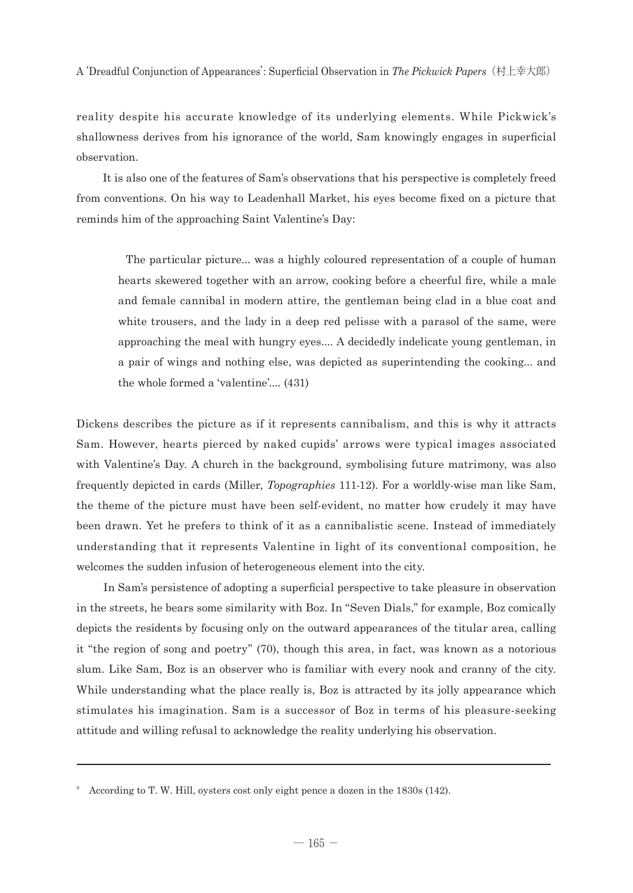reality despite his accurate knowledge of its underlying elements. While Pickwick's shallowness derives from his ignorance of the world, Sam knowingly engages in superficial observation.

It is also one of the features of Sam's observations that his perspective is completely freed from conventions. On his way to Leadenhall Market, his eyes become fixed on a picture that reminds him of the approaching Saint Valentine's Day:

> The particular picture... was a highly coloured representation of a couple of human hearts skewered together with an arrow, cooking before a cheerful fire, while a male and female cannibal in modern attire, the gentleman being clad in a blue coat and white trousers, and the lady in a deep red pelisse with a parasol of the same, were approaching the meal with hungry eyes.... A decidedly indelicate young gentleman, in a pair of wings and nothing else, was depicted as superintending the cooking... and the whole formed a 'valentine'.... (431)

Dickens describes the picture as if it represents cannibalism, and this is why it attracts Sam. However, hearts pierced by naked cupids' arrows were typical images associated with Valentine's Day. A church in the background, symbolising future matrimony, was also frequently depicted in cards (Miller, *Topographies* 111-12). For a worldly-wise man like Sam, the theme of the picture must have been self-evident, no matter how crudely it may have been drawn. Yet he prefers to think of it as a cannibalistic scene. Instead of immediately understanding that it represents Valentine in light of its conventional composition, he welcomes the sudden infusion of heterogeneous element into the city.

In Sam's persistence of adopting a superficial perspective to take pleasure in observation in the streets, he bears some similarity with Boz. In "Seven Dials," for example, Boz comically depicts the residents by focusing only on the outward appearances of the titular area, calling it "the region of song and poetry" (70), though this area, in fact, was known as a notorious slum. Like Sam, Boz is an observer who is familiar with every nook and cranny of the city. While understanding what the place really is, Boz is attracted by its jolly appearance which stimulates his imagination. Sam is a successor of Boz in terms of his pleasure-seeking attitude and willing refusal to acknowledge the reality underlying his observation.

---

[8] According to T. W. Hill, oysters cost only eight pence a dozen in the 1830s (142).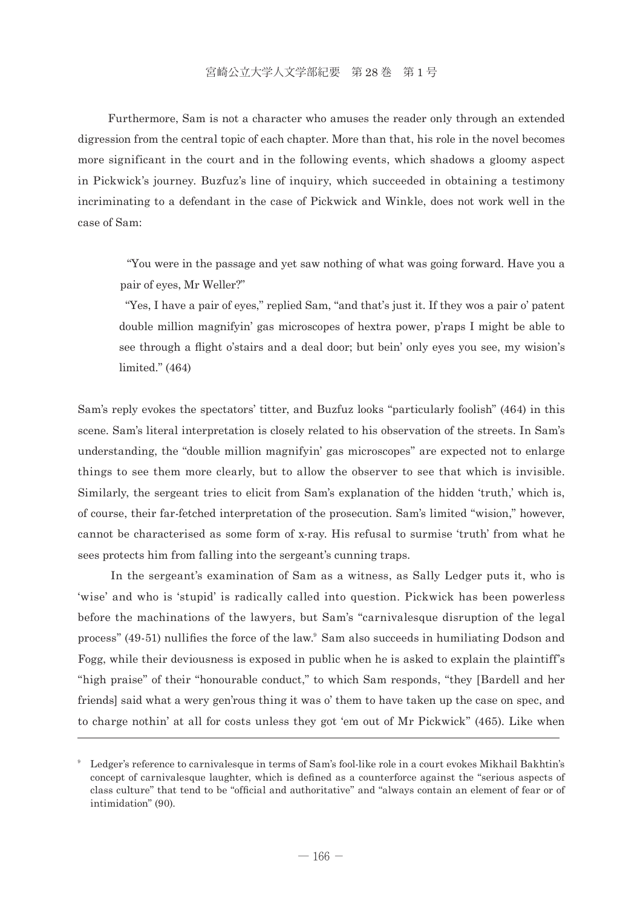Furthermore, Sam is not a character who amuses the reader only through an extended digression from the central topic of each chapter. More than that, his role in the novel becomes more significant in the court and in the following events, which shadows a gloomy aspect in Pickwick's journey. Buzfuz's line of inquiry, which succeeded in obtaining a testimony incriminating to a defendant in the case of Pickwick and Winkle, does not work well in the case of Sam:

> "You were in the passage and yet saw nothing of what was going forward. Have you a pair of eyes, Mr Weller?"
>
> "Yes, I have a pair of eyes," replied Sam, "and that's just it. If they wos a pair o' patent double million magnifyin' gas microscopes of hextra power, p'raps I might be able to see through a flight o'stairs and a deal door; but bein' only eyes you see, my wision's limited." (464)

Sam's reply evokes the spectators' titter, and Buzfuz looks "particularly foolish" (464) in this scene. Sam's literal interpretation is closely related to his observation of the streets. In Sam's understanding, the "double million magnifyin' gas microscopes" are expected not to enlarge things to see them more clearly, but to allow the observer to see that which is invisible. Similarly, the sergeant tries to elicit from Sam's explanation of the hidden 'truth,' which is, of course, their far-fetched interpretation of the prosecution. Sam's limited "wision," however, cannot be characterised as some form of x-ray. His refusal to surmise 'truth' from what he sees protects him from falling into the sergeant's cunning traps.

In the sergeant's examination of Sam as a witness, as Sally Ledger puts it, who is 'wise' and who is 'stupid' is radically called into question. Pickwick has been powerless before the machinations of the lawyers, but Sam's "carnivalesque disruption of the legal process" (49-51) nullifies the force of the law.[9] Sam also succeeds in humiliating Dodson and Fogg, while their deviousness is exposed in public when he is asked to explain the plaintiff's "high praise" of their "honourable conduct," to which Sam responds, "they [Bardell and her friends] said what a wery gen'rous thing it was o' them to have taken up the case on spec, and to charge nothin' at all for costs unless they got 'em out of Mr Pickwick" (465). Like when

---

[9] Ledger's reference to carnivalesque in terms of Sam's fool-like role in a court evokes Mikhail Bakhtin's concept of carnivalesque laughter, which is defined as a counterforce against the "serious aspects of class culture" that tend to be "official and authoritative" and "always contain an element of fear or of intimidation" (90).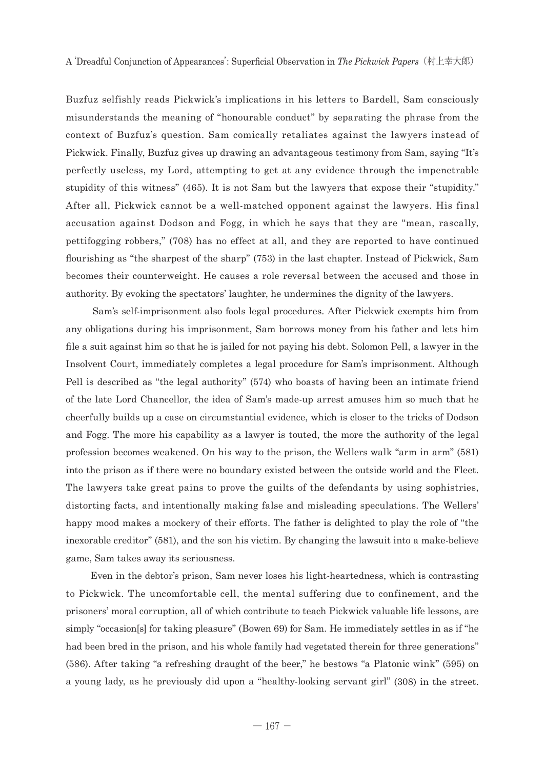Buzfuz selfishly reads Pickwick's implications in his letters to Bardell, Sam consciously misunderstands the meaning of "honourable conduct" by separating the phrase from the context of Buzfuz's question. Sam comically retaliates against the lawyers instead of Pickwick. Finally, Buzfuz gives up drawing an advantageous testimony from Sam, saying "It's perfectly useless, my Lord, attempting to get at any evidence through the impenetrable stupidity of this witness" (465). It is not Sam but the lawyers that expose their "stupidity." After all, Pickwick cannot be a well-matched opponent against the lawyers. His final accusation against Dodson and Fogg, in which he says that they are "mean, rascally, pettifogging robbers," (708) has no effect at all, and they are reported to have continued flourishing as "the sharpest of the sharp" (753) in the last chapter. Instead of Pickwick, Sam becomes their counterweight. He causes a role reversal between the accused and those in authority. By evoking the spectators' laughter, he undermines the dignity of the lawyers.

Sam's self-imprisonment also fools legal procedures. After Pickwick exempts him from any obligations during his imprisonment, Sam borrows money from his father and lets him file a suit against him so that he is jailed for not paying his debt. Solomon Pell, a lawyer in the Insolvent Court, immediately completes a legal procedure for Sam's imprisonment. Although Pell is described as "the legal authority" (574) who boasts of having been an intimate friend of the late Lord Chancellor, the idea of Sam's made-up arrest amuses him so much that he cheerfully builds up a case on circumstantial evidence, which is closer to the tricks of Dodson and Fogg. The more his capability as a lawyer is touted, the more the authority of the legal profession becomes weakened. On his way to the prison, the Wellers walk "arm in arm" (581) into the prison as if there were no boundary existed between the outside world and the Fleet. The lawyers take great pains to prove the guilts of the defendants by using sophistries, distorting facts, and intentionally making false and misleading speculations. The Wellers' happy mood makes a mockery of their efforts. The father is delighted to play the role of "the inexorable creditor" (581), and the son his victim. By changing the lawsuit into a make-believe game, Sam takes away its seriousness.

Even in the debtor's prison, Sam never loses his light-heartedness, which is contrasting to Pickwick. The uncomfortable cell, the mental suffering due to confinement, and the prisoners' moral corruption, all of which contribute to teach Pickwick valuable life lessons, are simply "occasion[s] for taking pleasure" (Bowen 69) for Sam. He immediately settles in as if "he had been bred in the prison, and his whole family had vegetated therein for three generations" (586). After taking "a refreshing draught of the beer," he bestows "a Platonic wink" (595) on a young lady, as he previously did upon a "healthy-looking servant girl" (308) in the street.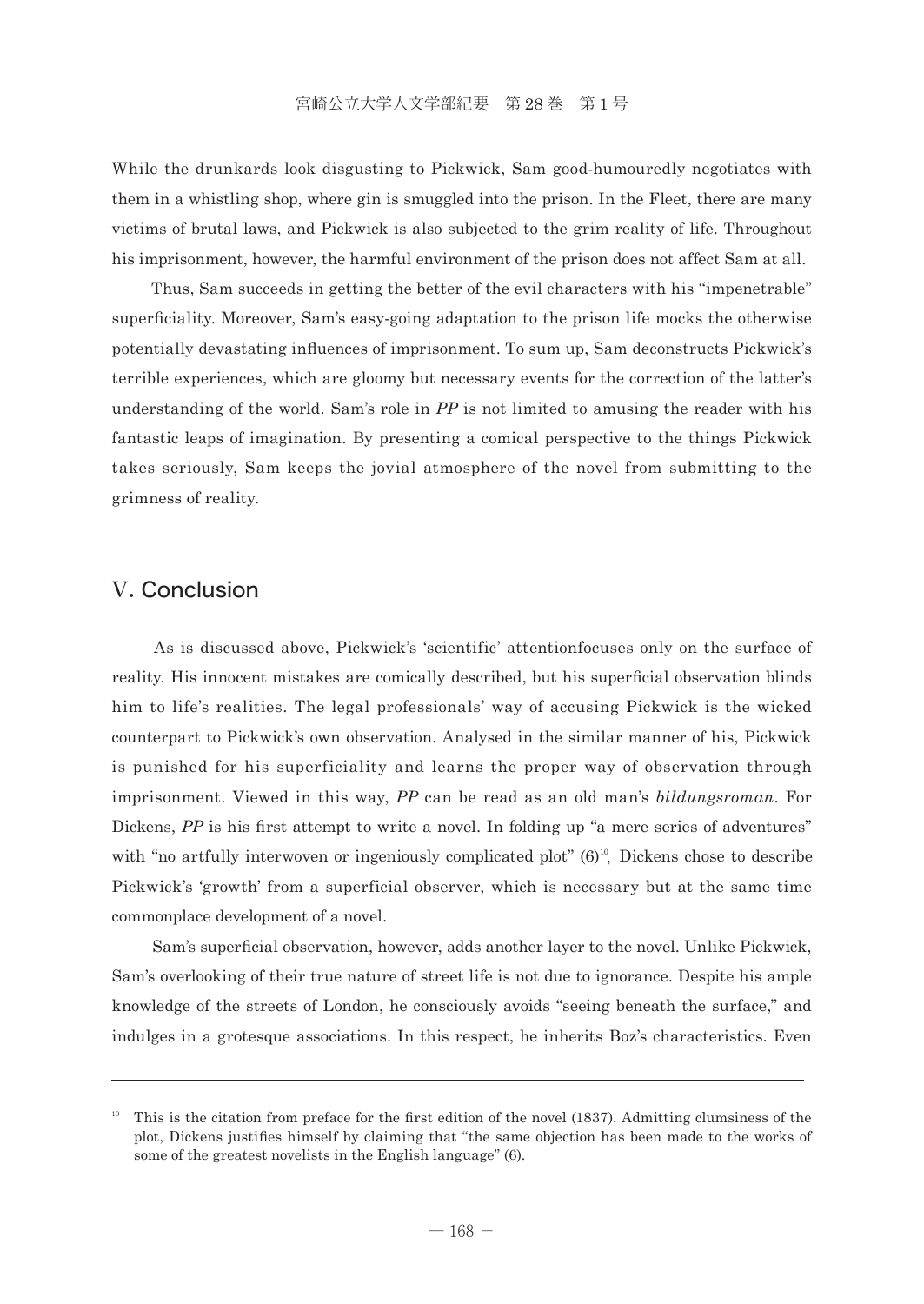While the drunkards look disgusting to Pickwick, Sam good-humouredly negotiates with them in a whistling shop, where gin is smuggled into the prison. In the Fleet, there are many victims of brutal laws, and Pickwick is also subjected to the grim reality of life. Throughout his imprisonment, however, the harmful environment of the prison does not affect Sam at all.

Thus, Sam succeeds in getting the better of the evil characters with his "impenetrable" superficiality. Moreover, Sam's easy-going adaptation to the prison life mocks the otherwise potentially devastating influences of imprisonment. To sum up, Sam deconstructs Pickwick's terrible experiences, which are gloomy but necessary events for the correction of the latter's understanding of the world. Sam's role in *PP* is not limited to amusing the reader with his fantastic leaps of imagination. By presenting a comical perspective to the things Pickwick takes seriously, Sam keeps the jovial atmosphere of the novel from submitting to the grimness of reality.

## V. Conclusion

As is discussed above, Pickwick's 'scientific' attentionfocuses only on the surface of reality. His innocent mistakes are comically described, but his superficial observation blinds him to life's realities. The legal professionals' way of accusing Pickwick is the wicked counterpart to Pickwick's own observation. Analysed in the similar manner of his, Pickwick is punished for his superficiality and learns the proper way of observation through imprisonment. Viewed in this way, *PP* can be read as an old man's *bildungsroman*. For Dickens, *PP* is his first attempt to write a novel. In folding up "a mere series of adventures" with "no artfully interwoven or ingeniously complicated plot" (6)[10], Dickens chose to describe Pickwick's 'growth' from a superficial observer, which is necessary but at the same time commonplace development of a novel.

Sam's superficial observation, however, adds another layer to the novel. Unlike Pickwick, Sam's overlooking of their true nature of street life is not due to ignorance. Despite his ample knowledge of the streets of London, he consciously avoids "seeing beneath the surface," and indulges in a grotesque associations. In this respect, he inherits Boz's characteristics. Even

---

[10] This is the citation from preface for the first edition of the novel (1837). Admitting clumsiness of the plot, Dickens justifies himself by claiming that "the same objection has been made to the works of some of the greatest novelists in the English language" (6).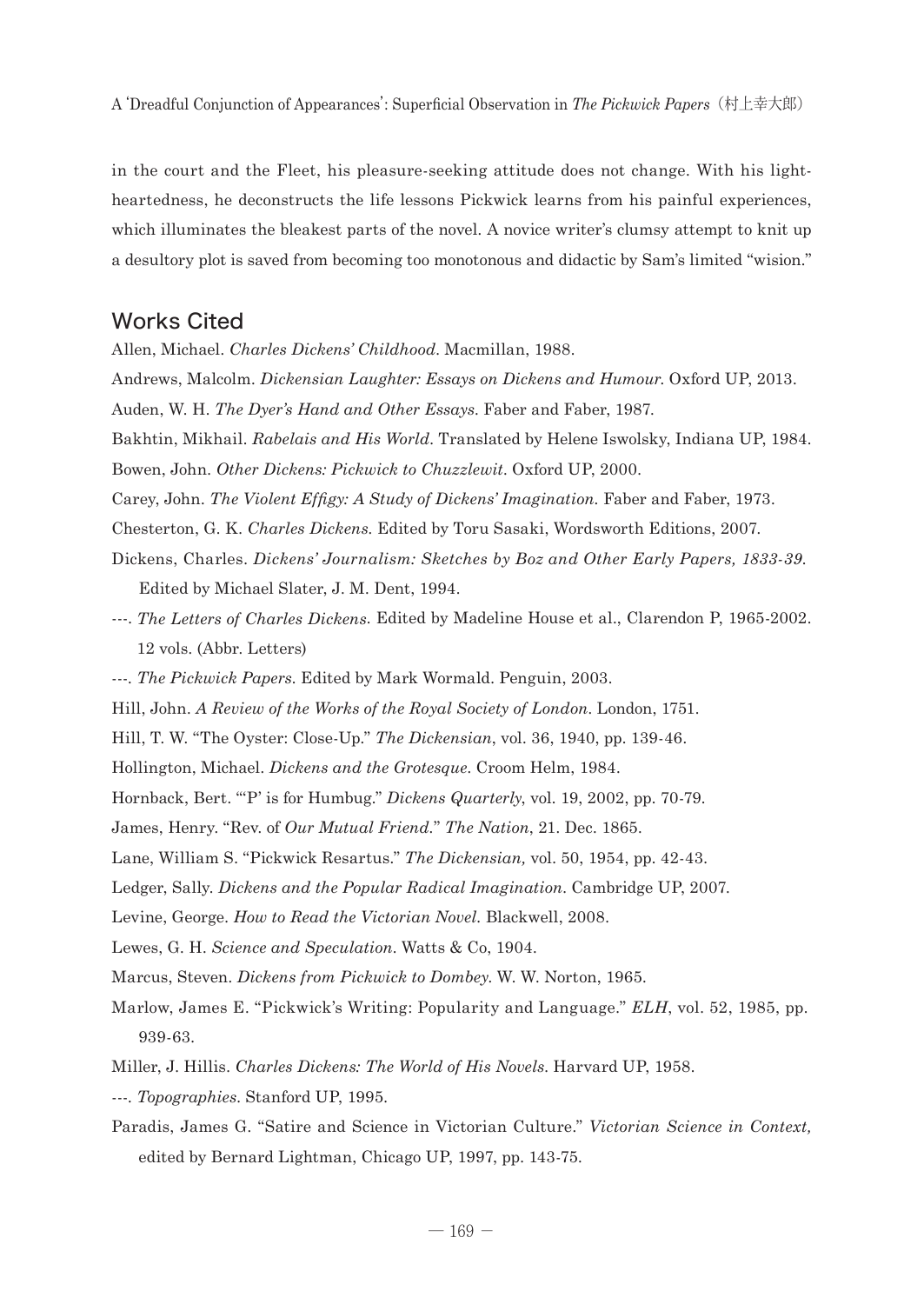in the court and the Fleet, his pleasure-seeking attitude does not change. With his light-heartedness, he deconstructs the life lessons Pickwick learns from his painful experiences, which illuminates the bleakest parts of the novel. A novice writer's clumsy attempt to knit up a desultory plot is saved from becoming too monotonous and didactic by Sam's limited "wision."

## Works Cited

Allen, Michael. *Charles Dickens' Childhood*. Macmillan, 1988.

Andrews, Malcolm. *Dickensian Laughter: Essays on Dickens and Humour*. Oxford UP, 2013.

Auden, W. H. *The Dyer's Hand and Other Essays*. Faber and Faber, 1987.

Bakhtin, Mikhail. *Rabelais and His World*. Translated by Helene Iswolsky, Indiana UP, 1984.

Bowen, John. *Other Dickens: Pickwick to Chuzzlewit*. Oxford UP, 2000.

Carey, John. *The Violent Effigy: A Study of Dickens' Imagination*. Faber and Faber, 1973.

Chesterton, G. K. *Charles Dickens*. Edited by Toru Sasaki, Wordsworth Editions, 2007.

Dickens, Charles. *Dickens' Journalism: Sketches by Boz and Other Early Papers, 1833-39*. Edited by Michael Slater, J. M. Dent, 1994.

---. *The Letters of Charles Dickens*. Edited by Madeline House et al., Clarendon P, 1965-2002. 12 vols. (Abbr. Letters)

---. *The Pickwick Papers*. Edited by Mark Wormald. Penguin, 2003.

Hill, John. *A Review of the Works of the Royal Society of London*. London, 1751.

Hill, T. W. "The Oyster: Close-Up." *The Dickensian*, vol. 36, 1940, pp. 139-46.

Hollington, Michael. *Dickens and the Grotesque*. Croom Helm, 1984.

Hornback, Bert. "'P' is for Humbug." *Dickens Quarterly*, vol. 19, 2002, pp. 70-79.

James, Henry. "Rev. of *Our Mutual Friend*." *The Nation*, 21. Dec. 1865.

Lane, William S. "Pickwick Resartus." *The Dickensian,* vol. 50, 1954, pp. 42-43.

Ledger, Sally. *Dickens and the Popular Radical Imagination*. Cambridge UP, 2007.

Levine, George. *How to Read the Victorian Novel*. Blackwell, 2008.

Lewes, G. H. *Science and Speculation*. Watts & Co, 1904.

Marcus, Steven. *Dickens from Pickwick to Dombey*. W. W. Norton, 1965.

Marlow, James E. "Pickwick's Writing: Popularity and Language." *ELH*, vol. 52, 1985, pp. 939-63.

Miller, J. Hillis. *Charles Dickens: The World of His Novels*. Harvard UP, 1958.

---. *Topographies*. Stanford UP, 1995.

Paradis, James G. "Satire and Science in Victorian Culture." *Victorian Science in Context,* edited by Bernard Lightman, Chicago UP, 1997, pp. 143-75.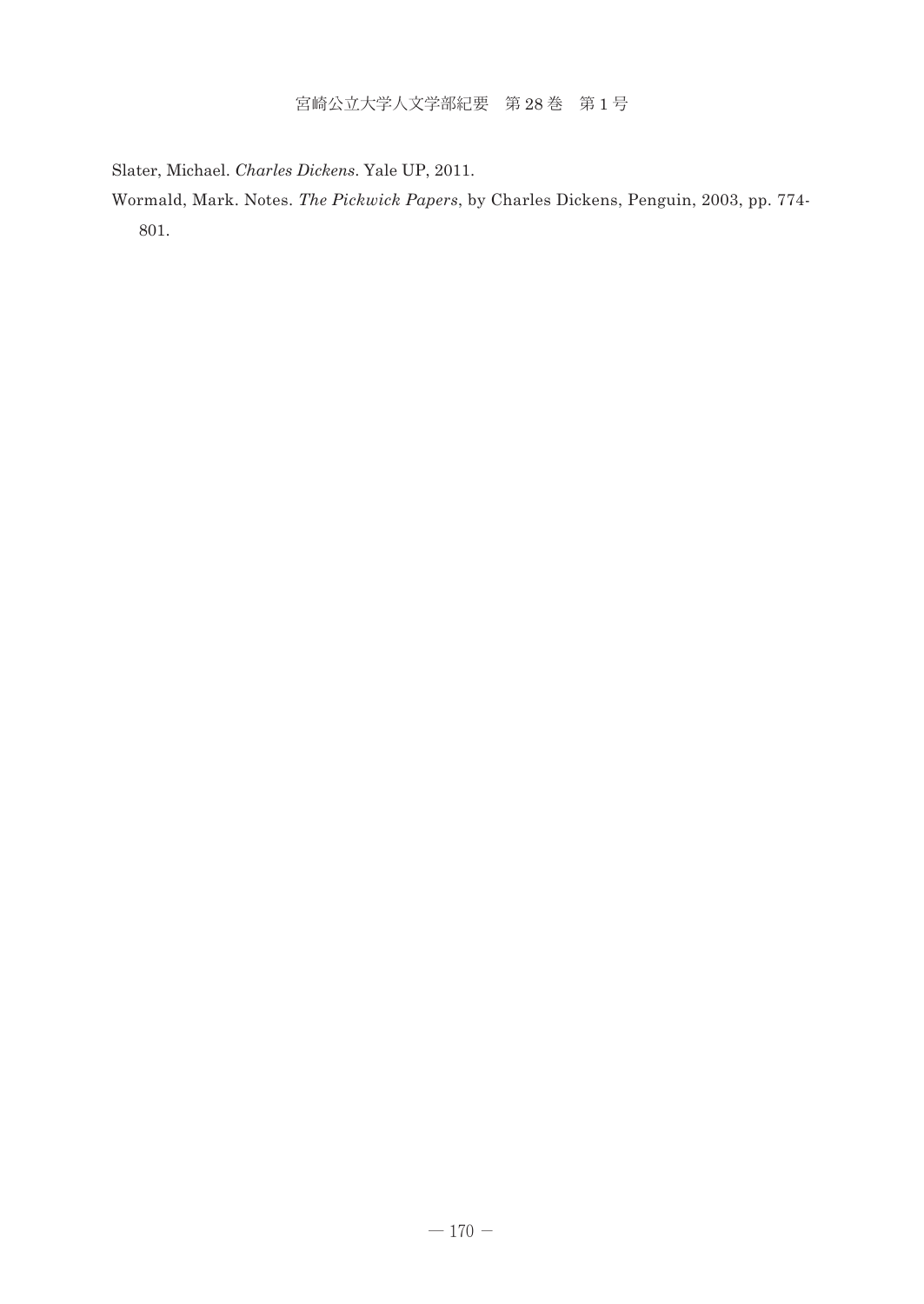Slater, Michael. *Charles Dickens*. Yale UP, 2011.

Wormald, Mark. Notes. *The Pickwick Papers*, by Charles Dickens, Penguin, 2003, pp. 774-801.